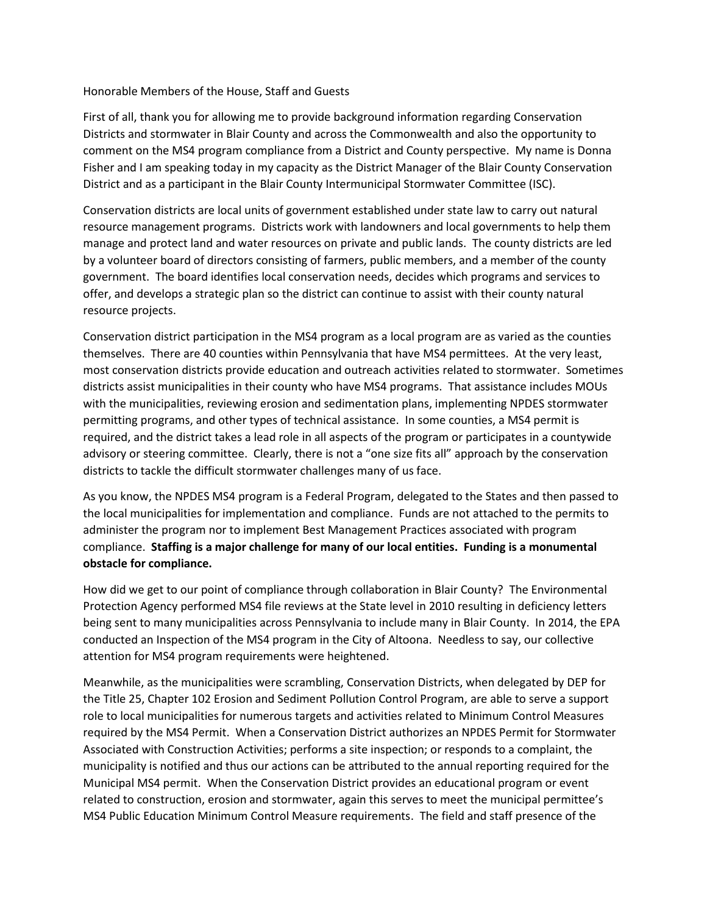Honorable Members of the House, Staff and Guests

First of all, thank you for allowing me to provide background information regarding Conservation Districts and stormwater in Blair County and across the Commonwealth and also the opportunity to comment on the MS4 program compliance from a District and County perspective. My name is Donna Fisher and I am speaking today in my capacity as the District Manager of the Blair County Conservation District and as a participant in the Blair County Intermunicipal Stormwater Committee (ISC).

Conservation districts are local units of government established under state law to carry out natural resource management programs. Districts work with landowners and local governments to help them manage and protect land and water resources on private and public lands. The county districts are led by a volunteer board of directors consisting of farmers, public members, and a member of the county government. The board identifies local conservation needs, decides which programs and services to offer, and develops a strategic plan so the district can continue to assist with their county natural resource projects.

Conservation district participation in the MS4 program as a local program are as varied as the counties themselves. There are 40 counties within Pennsylvania that have MS4 permittees. At the very least, most conservation districts provide education and outreach activities related to stormwater. Sometimes districts assist municipalities in their county who have MS4 programs. That assistance includes MOUs with the municipalities, reviewing erosion and sedimentation plans, implementing NPDES stormwater permitting programs, and other types of technical assistance. In some counties, a MS4 permit is required, and the district takes a lead role in all aspects of the program or participates in a countywide advisory or steering committee. Clearly, there is not a "one size fits all" approach by the conservation districts to tackle the difficult stormwater challenges many of us face.

As you know, the NPDES MS4 program is a Federal Program, delegated to the States and then passed to the local municipalities for implementation and compliance. Funds are not attached to the permits to administer the program nor to implement Best Management Practices associated with program compliance. **Staffing is a major challenge for many of our local entities. Funding is a monumental obstacle for compliance.**

How did we get to our point of compliance through collaboration in Blair County? The Environmental Protection Agency performed MS4 file reviews at the State level in 2010 resulting in deficiency letters being sent to many municipalities across Pennsylvania to include many in Blair County. In 2014, the EPA conducted an Inspection of the MS4 program in the City of Altoona. Needless to say, our collective attention for MS4 program requirements were heightened.

Meanwhile, as the municipalities were scrambling, Conservation Districts, when delegated by DEP for the Title 25, Chapter 102 Erosion and Sediment Pollution Control Program, are able to serve a support role to local municipalities for numerous targets and activities related to Minimum Control Measures required by the MS4 Permit. When a Conservation District authorizes an NPDES Permit for Stormwater Associated with Construction Activities; performs a site inspection; or responds to a complaint, the municipality is notified and thus our actions can be attributed to the annual reporting required for the Municipal MS4 permit. When the Conservation District provides an educational program or event related to construction, erosion and stormwater, again this serves to meet the municipal permittee's MS4 Public Education Minimum Control Measure requirements. The field and staff presence of the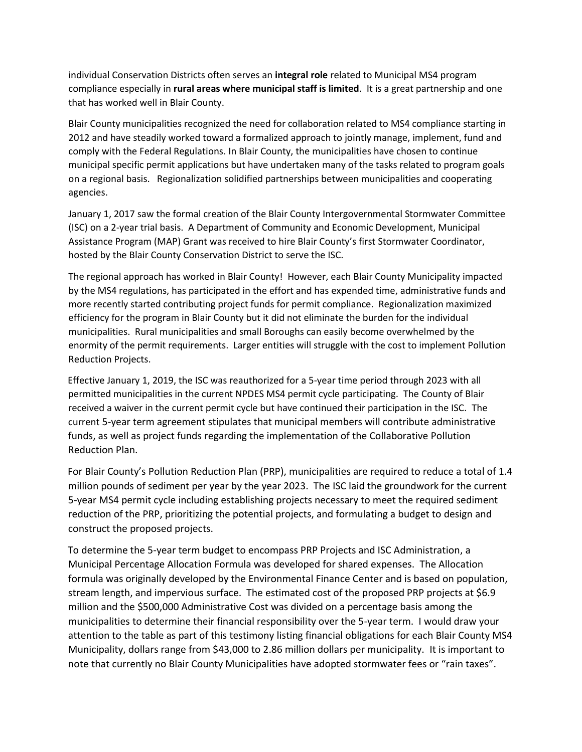individual Conservation Districts often serves an **integral role** related to Municipal MS4 program compliance especially in **rural areas where municipal staff is limited**. It is a great partnership and one that has worked well in Blair County.

Blair County municipalities recognized the need for collaboration related to MS4 compliance starting in 2012 and have steadily worked toward a formalized approach to jointly manage, implement, fund and comply with the Federal Regulations. In Blair County, the municipalities have chosen to continue municipal specific permit applications but have undertaken many of the tasks related to program goals on a regional basis. Regionalization solidified partnerships between municipalities and cooperating agencies.

January 1, 2017 saw the formal creation of the Blair County Intergovernmental Stormwater Committee (ISC) on a 2-year trial basis. A Department of Community and Economic Development, Municipal Assistance Program (MAP) Grant was received to hire Blair County's first Stormwater Coordinator, hosted by the Blair County Conservation District to serve the ISC.

The regional approach has worked in Blair County! However, each Blair County Municipality impacted by the MS4 regulations, has participated in the effort and has expended time, administrative funds and more recently started contributing project funds for permit compliance. Regionalization maximized efficiency for the program in Blair County but it did not eliminate the burden for the individual municipalities. Rural municipalities and small Boroughs can easily become overwhelmed by the enormity of the permit requirements. Larger entities will struggle with the cost to implement Pollution Reduction Projects.

Effective January 1, 2019, the ISC was reauthorized for a 5-year time period through 2023 with all permitted municipalities in the current NPDES MS4 permit cycle participating. The County of Blair received a waiver in the current permit cycle but have continued their participation in the ISC. The current 5-year term agreement stipulates that municipal members will contribute administrative funds, as well as project funds regarding the implementation of the Collaborative Pollution Reduction Plan.

For Blair County's Pollution Reduction Plan (PRP), municipalities are required to reduce a total of 1.4 million pounds of sediment per year by the year 2023. The ISC laid the groundwork for the current 5-year MS4 permit cycle including establishing projects necessary to meet the required sediment reduction of the PRP, prioritizing the potential projects, and formulating a budget to design and construct the proposed projects.

To determine the 5-year term budget to encompass PRP Projects and ISC Administration, a Municipal Percentage Allocation Formula was developed for shared expenses. The Allocation formula was originally developed by the Environmental Finance Center and is based on population, stream length, and impervious surface. The estimated cost of the proposed PRP projects at $6.9 million and the $500,000 Administrative Cost was divided on a percentage basis among the municipalities to determine their financial responsibility over the 5-year term. I would draw your attention to the table as part of this testimony listing financial obligations for each Blair County MS4 Municipality, dollars range from $43,000 to 2.86 million dollars per municipality. It is important to note that currently no Blair County Municipalities have adopted stormwater fees or "rain taxes".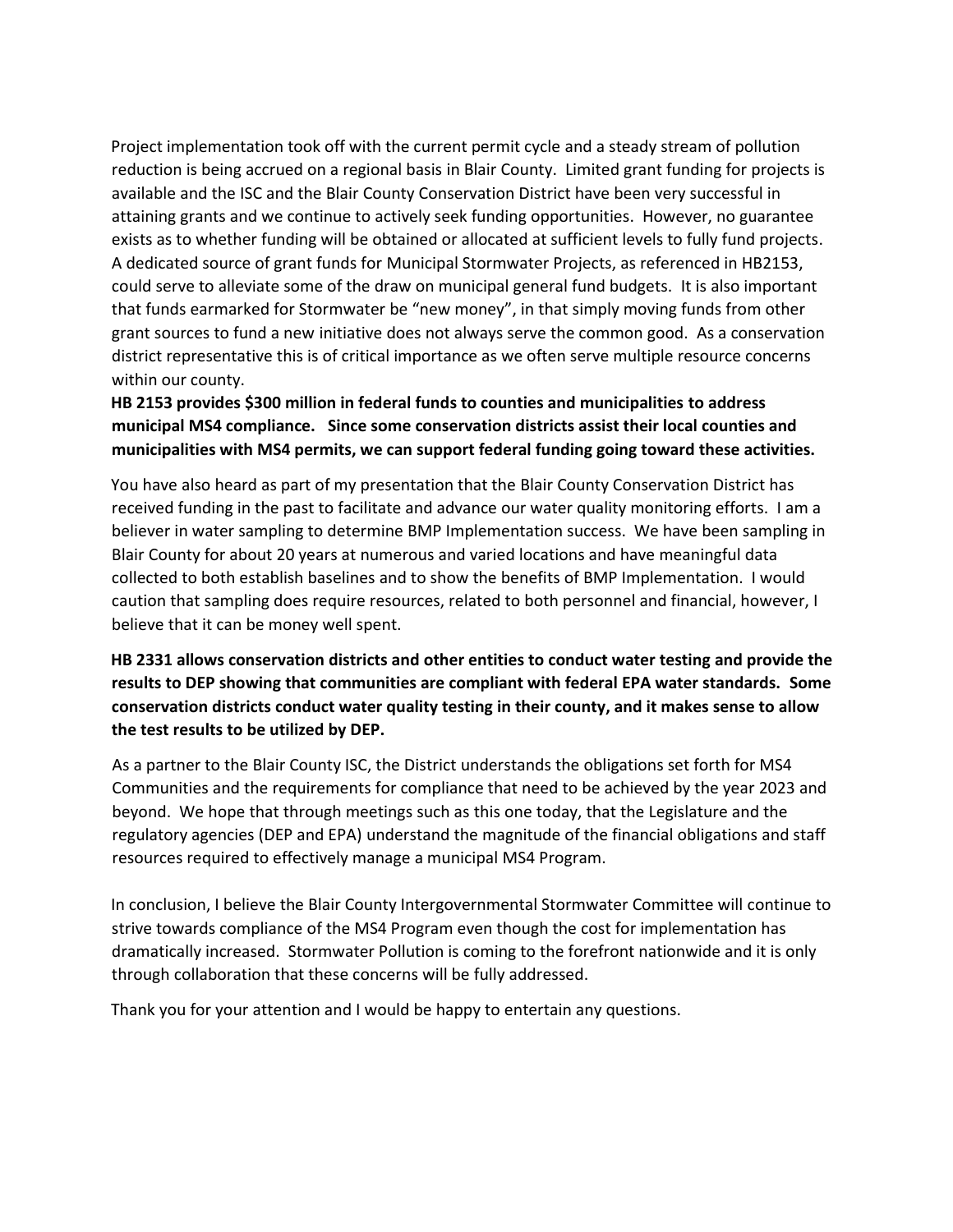Project implementation took off with the current permit cycle and a steady stream of pollution reduction is being accrued on a regional basis in Blair County. Limited grant funding for projects is available and the ISC and the Blair County Conservation District have been very successful in attaining grants and we continue to actively seek funding opportunities. However, no guarantee exists as to whether funding will be obtained or allocated at sufficient levels to fully fund projects. A dedicated source of grant funds for Municipal Stormwater Projects, as referenced in HB2153, could serve to alleviate some of the draw on municipal general fund budgets. It is also important that funds earmarked for Stormwater be "new money", in that simply moving funds from other grant sources to fund a new initiative does not always serve the common good. As a conservation district representative this is of critical importance as we often serve multiple resource concerns within our county.

**HB 2153 provides $300 million in federal funds to counties and municipalities to address municipal MS4 compliance. Since some conservation districts assist their local counties and municipalities with MS4 permits, we can support federal funding going toward these activities.**

You have also heard as part of my presentation that the Blair County Conservation District has received funding in the past to facilitate and advance our water quality monitoring efforts. I am a believer in water sampling to determine BMP Implementation success. We have been sampling in Blair County for about 20 years at numerous and varied locations and have meaningful data collected to both establish baselines and to show the benefits of BMP Implementation. I would caution that sampling does require resources, related to both personnel and financial, however, I believe that it can be money well spent.

**HB 2331 allows conservation districts and other entities to conduct water testing and provide the results to DEP showing that communities are compliant with federal EPA water standards. Some conservation districts conduct water quality testing in their county, and it makes sense to allow the test results to be utilized by DEP.**

As a partner to the Blair County ISC, the District understands the obligations set forth for MS4 Communities and the requirements for compliance that need to be achieved by the year 2023 and beyond. We hope that through meetings such as this one today, that the Legislature and the regulatory agencies (DEP and EPA) understand the magnitude of the financial obligations and staff resources required to effectively manage a municipal MS4 Program.

In conclusion, I believe the Blair County Intergovernmental Stormwater Committee will continue to strive towards compliance of the MS4 Program even though the cost for implementation has dramatically increased. Stormwater Pollution is coming to the forefront nationwide and it is only through collaboration that these concerns will be fully addressed.

Thank you for your attention and I would be happy to entertain any questions.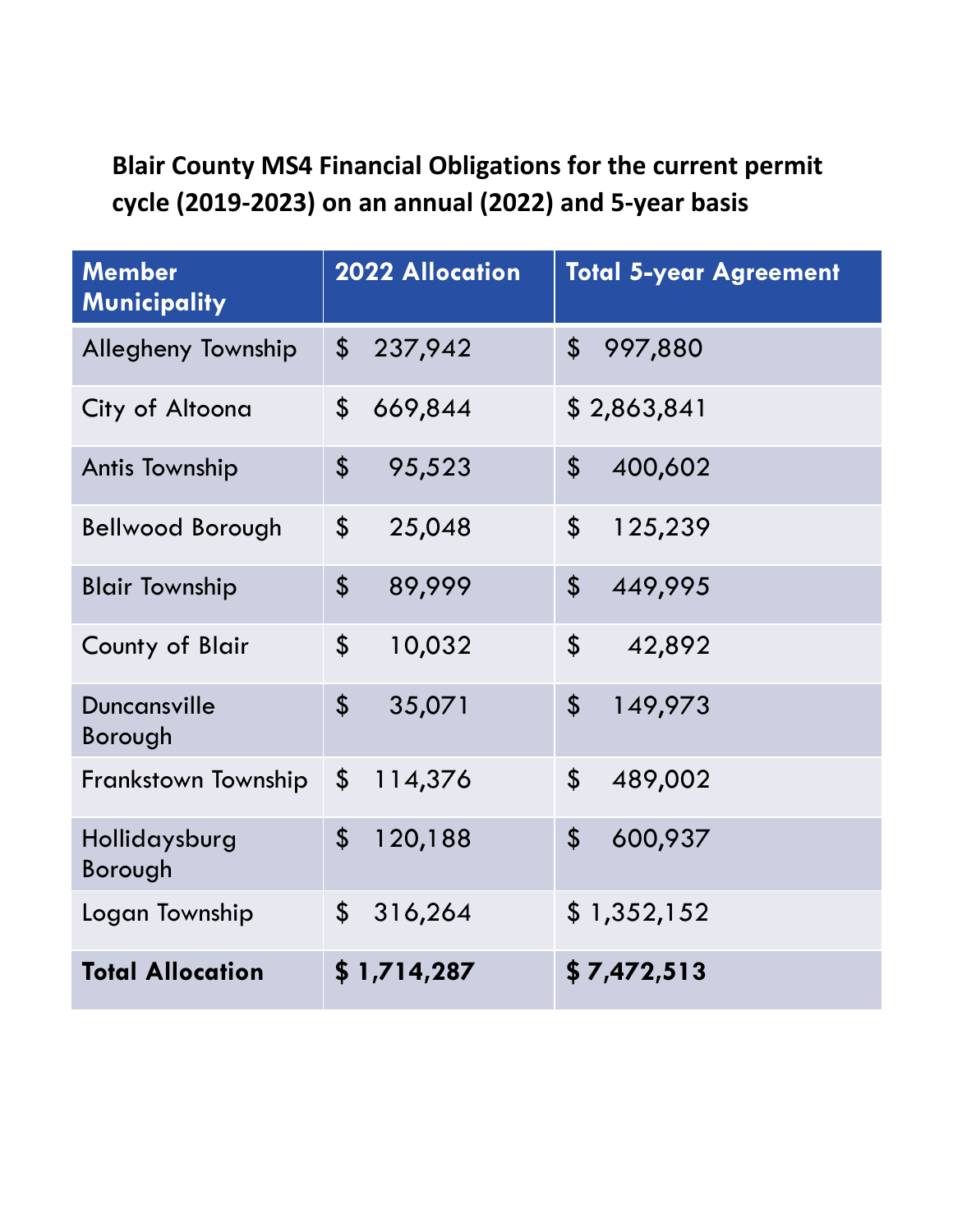**Blair County MS4 Financial Obligations for the current permit cycle (2019-2023) on an annual (2022) and 5-year basis**

| Member Municipality | 2022 Allocation | Total 5-year Agreement |
|---|---|---|
| Allegheny Township | $ 237,942 | $ 997,880 |
| City of Altoona | $ 669,844 | $ 2,863,841 |
| Antis Township | $ 95,523 | $ 400,602 |
| Bellwood Borough | $ 25,048 | $ 125,239 |
| Blair Township | $ 89,999 | $ 449,995 |
| County of Blair | $ 10,032 | $ 42,892 |
| Duncansville Borough | $ 35,071 | $ 149,973 |
| Frankstown Township | $ 114,376 | $ 489,002 |
| Hollidaysburg Borough | $ 120,188 | $ 600,937 |
| Logan Township | $ 316,264 | $ 1,352,152 |
| **Total Allocation** | **$ 1,714,287** | **$ 7,472,513** |